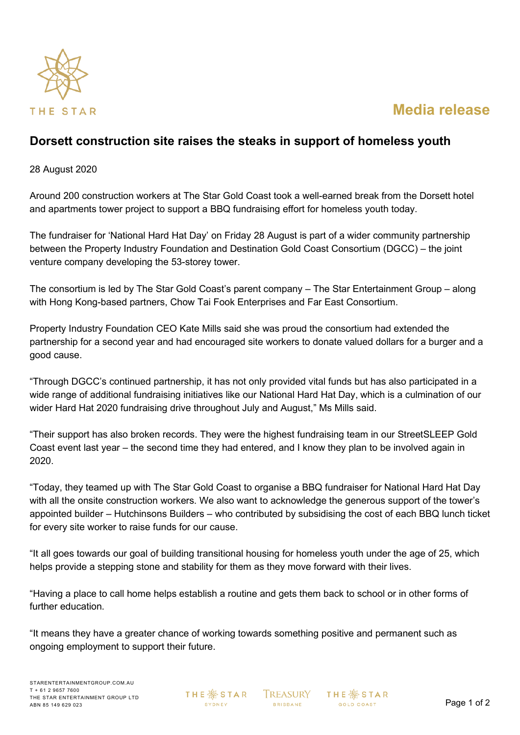Media release

# Dorsett construction site raises the steaks in support of homeless youth

28 August 2020

Around 200 construction workers at The Star Gold Coast took a well-earned break from the Dorsett hotel and apartments tower project to support a BBQ fundraising effort for homeless youth today.

The fundraiser for 'National Hard Hat Day' on Friday 28 August is part of a wider community partnership between the Property Industry Foundation and Destination Gold Coast Consortium (DGCC) – the joint venture company developing the 53-storey tower.

The consortium is led by The Star Gold Coast's parent company – The Star Entertainment Group – along with Hong Kong-based partners, Chow Tai Fook Enterprises and Far East Consortium.

Property Industry Foundation CEO Kate Mills said she was proud the consortium had extended the partnership for a second year and had encouraged site workers to donate valued dollars for a burger and a good cause.

"Through DGCC's continued partnership, it has not only provided vital funds but has also participated in a wide range of additional fundraising initiatives like our National Hard Hat Day, which is a culmination of our wider Hard Hat 2020 fundraising drive throughout July and August," Ms Mills said.

"Their support has also broken records. They were the highest fundraising team in our StreetSLEEP Gold Coast event last year – the second time they had entered, and I know they plan to be involved again in 2020.

"Today, they teamed up with The Star Gold Coast to organise a BBQ fundraiser for National Hard Hat Day with all the onsite construction workers. We also want to acknowledge the generous support of the tower's appointed builder – Hutchinsons Builders – who contributed by subsidising the cost of each BBQ lunch ticket for every site worker to raise funds for our cause.

"It all goes towards our goal of building transitional housing for homeless youth under the age of 25, which helps provide a stepping stone and stability for them as they move forward with their lives.

"Having a place to call home helps establish a routine and gets them back to school or in other forms of further education.

"It means they have a greater chance of working towards something positive and permanent such as ongoing employment to support their future.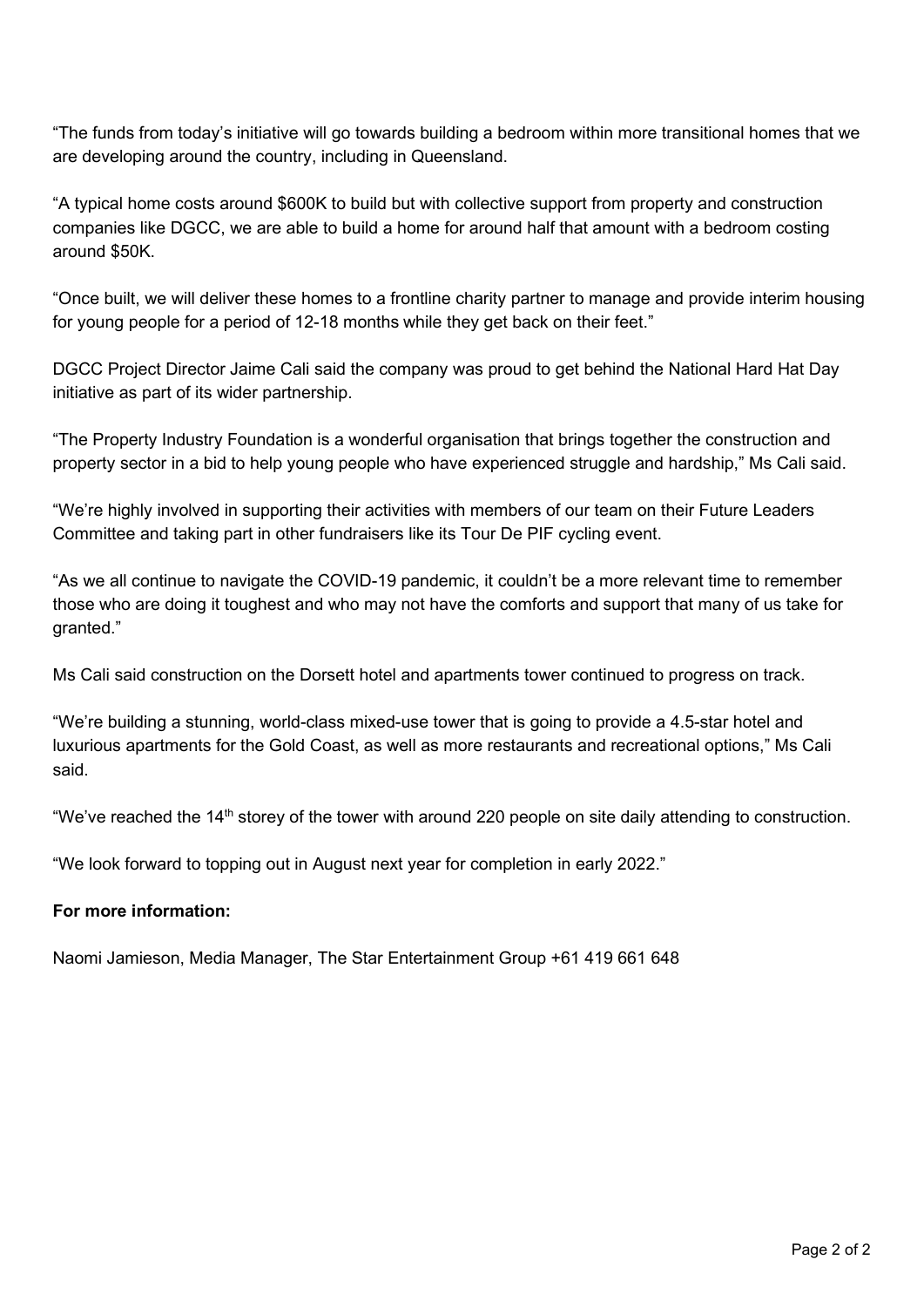"The funds from today's initiative will go towards building a bedroom within more transitional homes that we are developing around the country, including in Queensland.

"A typical home costs around $600K to build but with collective support from property and construction companies like DGCC, we are able to build a home for around half that amount with a bedroom costing around $50K.

"Once built, we will deliver these homes to a frontline charity partner to manage and provide interim housing for young people for a period of 12-18 months while they get back on their feet."

DGCC Project Director Jaime Cali said the company was proud to get behind the National Hard Hat Day initiative as part of its wider partnership.

"The Property Industry Foundation is a wonderful organisation that brings together the construction and property sector in a bid to help young people who have experienced struggle and hardship," Ms Cali said.

"We're highly involved in supporting their activities with members of our team on their Future Leaders Committee and taking part in other fundraisers like its Tour De PIF cycling event.

"As we all continue to navigate the COVID-19 pandemic, it couldn't be a more relevant time to remember those who are doing it toughest and who may not have the comforts and support that many of us take for granted."

Ms Cali said construction on the Dorsett hotel and apartments tower continued to progress on track.

"We're building a stunning, world-class mixed-use tower that is going to provide a 4.5-star hotel and luxurious apartments for the Gold Coast, as well as more restaurants and recreational options," Ms Cali said.

"We've reached the 14th storey of the tower with around 220 people on site daily attending to construction.

"We look forward to topping out in August next year for completion in early 2022."

**For more information:**

Naomi Jamieson, Media Manager, The Star Entertainment Group +61 419 661 648